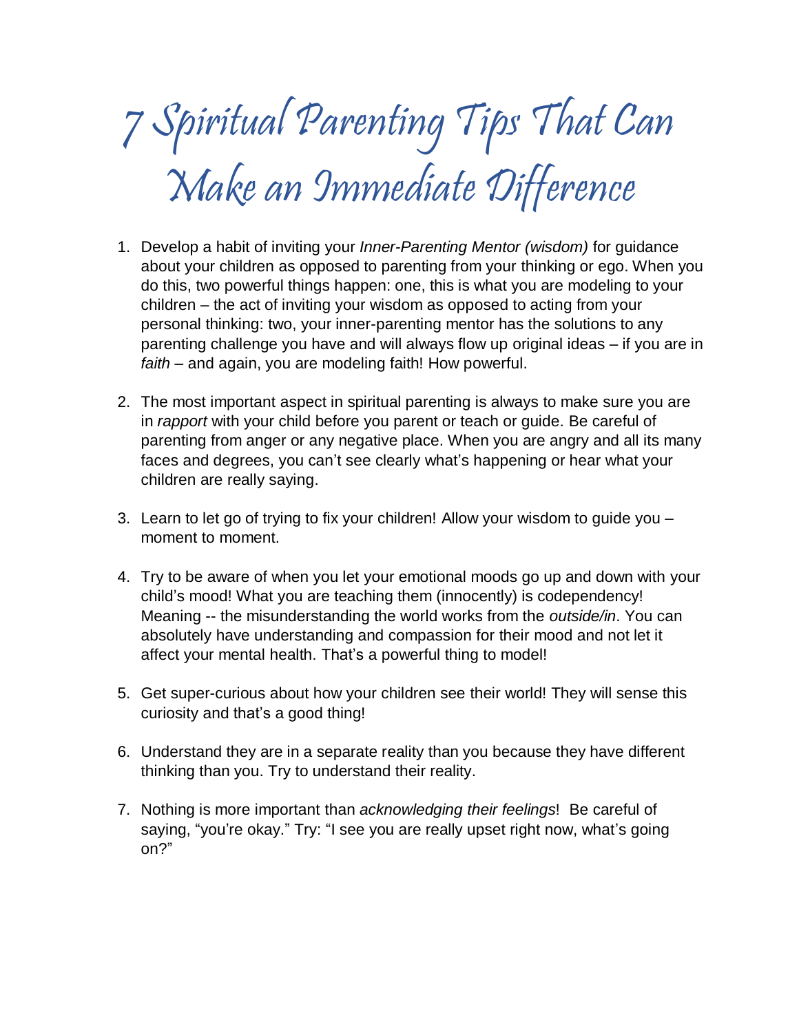# 7 Spiritual Parenting Tips That Can Make an Immediate Difference

1. Develop a habit of inviting your *Inner-Parenting Mentor (wisdom)* for guidance about your children as opposed to parenting from your thinking or ego. When you do this, two powerful things happen: one, this is what you are modeling to your children – the act of inviting your wisdom as opposed to acting from your personal thinking: two, your inner-parenting mentor has the solutions to any parenting challenge you have and will always flow up original ideas – if you are in *faith* – and again, you are modeling faith! How powerful.

2. The most important aspect in spiritual parenting is always to make sure you are in *rapport* with your child before you parent or teach or guide. Be careful of parenting from anger or any negative place. When you are angry and all its many faces and degrees, you can't see clearly what's happening or hear what your children are really saying.

3. Learn to let go of trying to fix your children! Allow your wisdom to guide you – moment to moment.

4. Try to be aware of when you let your emotional moods go up and down with your child's mood! What you are teaching them (innocently) is codependency! Meaning -- the misunderstanding the world works from the *outside/in*. You can absolutely have understanding and compassion for their mood and not let it affect your mental health. That's a powerful thing to model!

5. Get super-curious about how your children see their world! They will sense this curiosity and that's a good thing!

6. Understand they are in a separate reality than you because they have different thinking than you. Try to understand their reality.

7. Nothing is more important than *acknowledging their feelings*! Be careful of saying, "you're okay." Try: "I see you are really upset right now, what's going on?"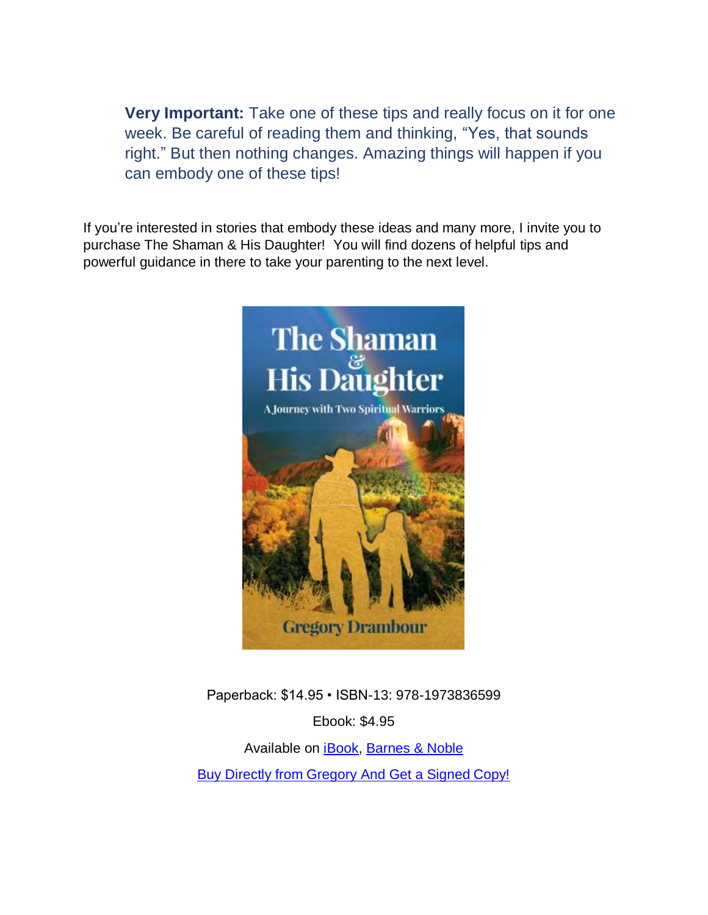**Very Important:** Take one of these tips and really focus on it for one week. Be careful of reading them and thinking, "Yes, that sounds right." But then nothing changes. Amazing things will happen if you can embody one of these tips!

If you're interested in stories that embody these ideas and many more, I invite you to purchase The Shaman & His Daughter! You will find dozens of helpful tips and powerful guidance in there to take your parenting to the next level.

Paperback: $14.95 • ISBN-13: 978-1973836599

Ebook: $4.95

Available on [iBook](), [Barnes & Noble]()

[Buy Directly from Gregory And Get a Signed Copy!]()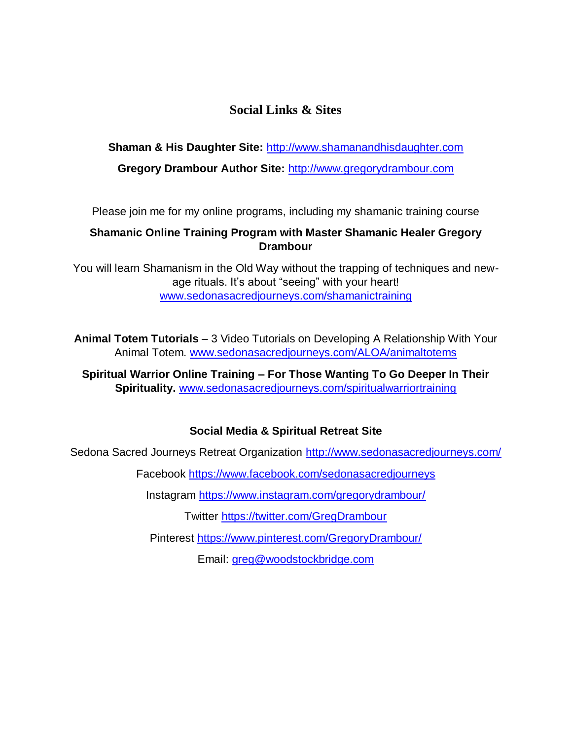## Social Links & Sites

**Shaman & His Daughter Site:** http://www.shamanandhisdaughter.com

**Gregory Drambour Author Site:** http://www.gregorydrambour.com

Please join me for my online programs, including my shamanic training course

**Shamanic Online Training Program with Master Shamanic Healer Gregory Drambour**

You will learn Shamanism in the Old Way without the trapping of techniques and new-age rituals. It's about "seeing" with your heart! www.sedonasacredjourneys.com/shamanictraining

**Animal Totem Tutorials** – 3 Video Tutorials on Developing A Relationship With Your Animal Totem. www.sedonasacredjourneys.com/ALOA/animaltotems

**Spiritual Warrior Online Training – For Those Wanting To Go Deeper In Their Spirituality.** www.sedonasacredjourneys.com/spiritualwarriortraining

**Social Media & Spiritual Retreat Site**

Sedona Sacred Journeys Retreat Organization http://www.sedonasacredjourneys.com/

Facebook https://www.facebook.com/sedonasacredjourneys

Instagram https://www.instagram.com/gregorydrambour/

Twitter https://twitter.com/GregDrambour

Pinterest https://www.pinterest.com/GregoryDrambour/

Email: greg@woodstockbridge.com